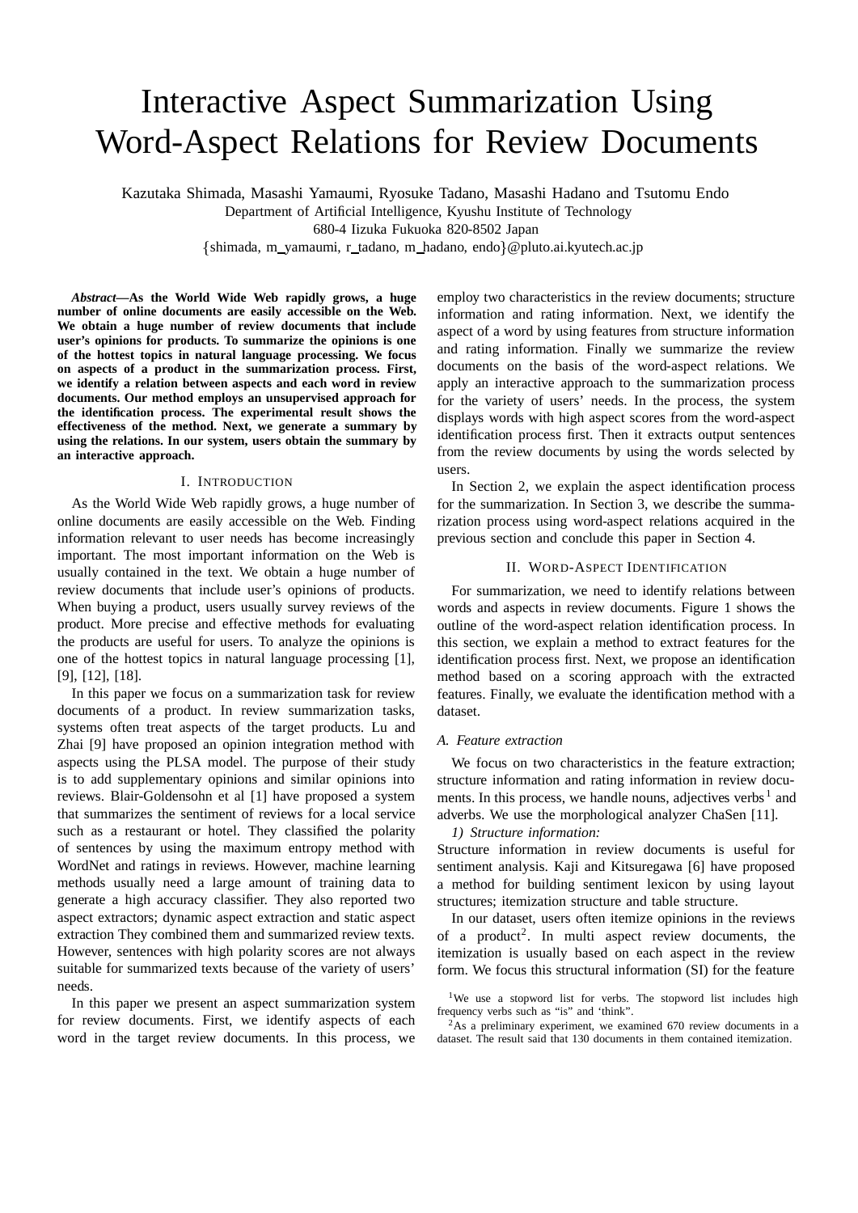# Interactive Aspect Summarization Using Word-Aspect Relations for Review Documents

Kazutaka Shimada, Masashi Yamaumi, Ryosuke Tadano, Masashi Hadano and Tsutomu Endo
Department of Artificial Intelligence, Kyushu Institute of Technology
680-4 Iizuka Fukuoka 820-8502 Japan
{shimada, m_yamaumi, r_tadano, m_hadano, endo}@pluto.ai.kyutech.ac.jp

***Abstract*—As the World Wide Web rapidly grows, a huge number of online documents are easily accessible on the Web. We obtain a huge number of review documents that include user's opinions for products. To summarize the opinions is one of the hottest topics in natural language processing. We focus on aspects of a product in the summarization process. First, we identify a relation between aspects and each word in review documents. Our method employs an unsupervised approach for the identification process. The experimental result shows the effectiveness of the method. Next, we generate a summary by using the relations. In our system, users obtain the summary by an interactive approach.**

## I. Introduction

As the World Wide Web rapidly grows, a huge number of online documents are easily accessible on the Web. Finding information relevant to user needs has become increasingly important. The most important information on the Web is usually contained in the text. We obtain a huge number of review documents that include user's opinions of products. When buying a product, users usually survey reviews of the product. More precise and effective methods for evaluating the products are useful for users. To analyze the opinions is one of the hottest topics in natural language processing [1], [9], [12], [18].

In this paper we focus on a summarization task for review documents of a product. In review summarization tasks, systems often treat aspects of the target products. Lu and Zhai [9] have proposed an opinion integration method with aspects using the PLSA model. The purpose of their study is to add supplementary opinions and similar opinions into reviews. Blair-Goldensohn et al [1] have proposed a system that summarizes the sentiment of reviews for a local service such as a restaurant or hotel. They classified the polarity of sentences by using the maximum entropy method with WordNet and ratings in reviews. However, machine learning methods usually need a large amount of training data to generate a high accuracy classifier. They also reported two aspect extractors; dynamic aspect extraction and static aspect extraction They combined them and summarized review texts. However, sentences with high polarity scores are not always suitable for summarized texts because of the variety of users' needs.

In this paper we present an aspect summarization system for review documents. First, we identify aspects of each word in the target review documents. In this process, we employ two characteristics in the review documents; structure information and rating information. Next, we identify the aspect of a word by using features from structure information and rating information. Finally we summarize the review documents on the basis of the word-aspect relations. We apply an interactive approach to the summarization process for the variety of users' needs. In the process, the system displays words with high aspect scores from the word-aspect identification process first. Then it extracts output sentences from the review documents by using the words selected by users.

In Section 2, we explain the aspect identification process for the summarization. In Section 3, we describe the summarization process using word-aspect relations acquired in the previous section and conclude this paper in Section 4.

## II. Word-Aspect Identification

For summarization, we need to identify relations between words and aspects in review documents. Figure 1 shows the outline of the word-aspect relation identification process. In this section, we explain a method to extract features for the identification process first. Next, we propose an identification method based on a scoring approach with the extracted features. Finally, we evaluate the identification method with a dataset.

### A. Feature extraction

We focus on two characteristics in the feature extraction; structure information and rating information in review documents. In this process, we handle nouns, adjectives verbs[1] and adverbs. We use the morphological analyzer ChaSen [11].

#### 1) Structure information:

Structure information in review documents is useful for sentiment analysis. Kaji and Kitsuregawa [6] have proposed a method for building sentiment lexicon by using layout structures; itemization structure and table structure.

In our dataset, users often itemize opinions in the reviews of a product[2]. In multi aspect review documents, the itemization is usually based on each aspect in the review form. We focus this structural information (SI) for the feature

[1] We use a stopword list for verbs. The stopword list includes high frequency verbs such as "is" and 'think".

[2] As a preliminary experiment, we examined 670 review documents in a dataset. The result said that 130 documents in them contained itemization.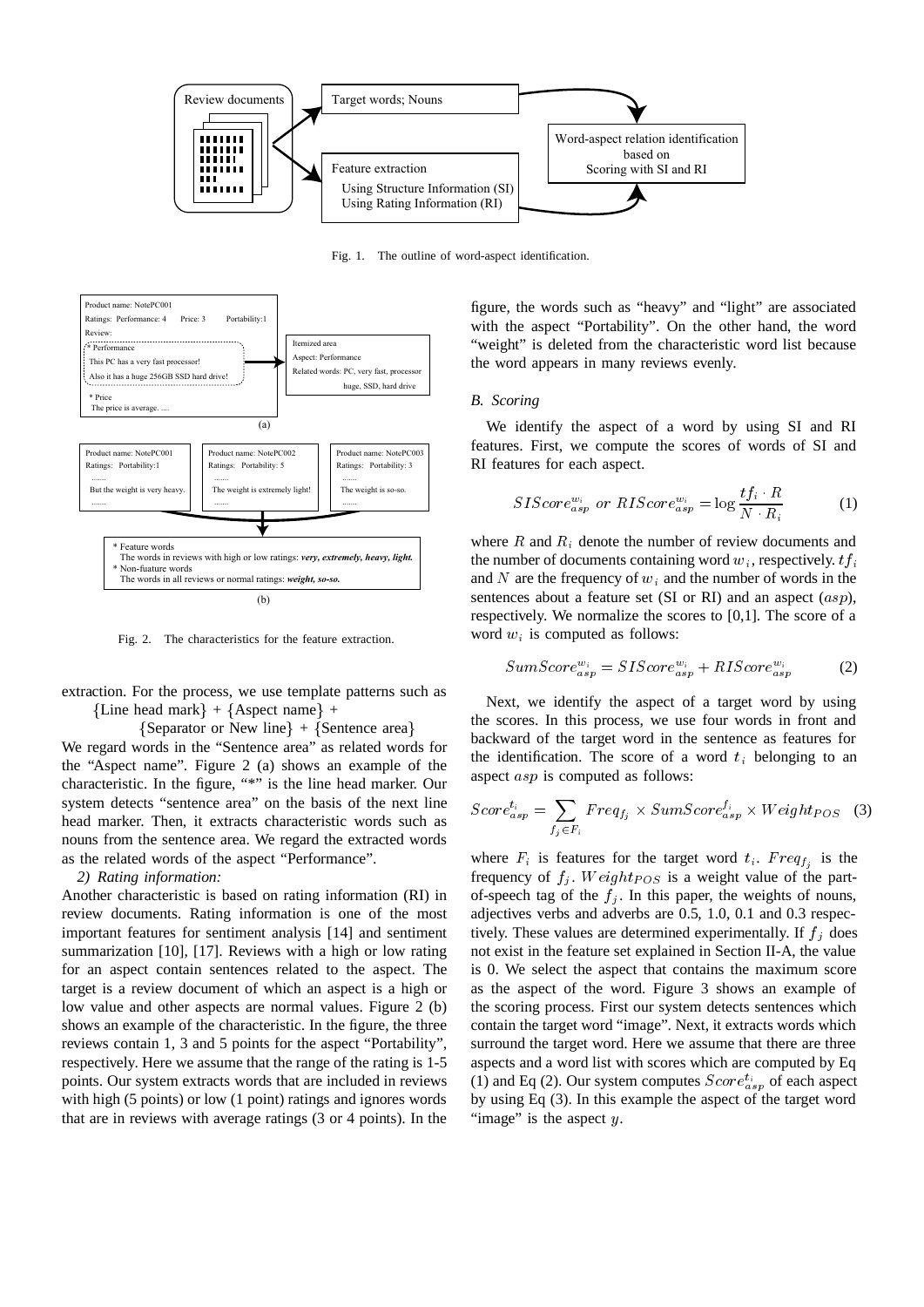Fig. 1. The outline of word-aspect identification.

Fig. 2. The characteristics for the feature extraction.

extraction. For the process, we use template patterns such as

{Line head mark} + {Aspect name} +
{Separator or New line} + {Sentence area}

We regard words in the "Sentence area" as related words for the "Aspect name". Figure 2 (a) shows an example of the characteristic. In the figure, "*" is the line head marker. Our system detects "sentence area" on the basis of the next line head marker. Then, it extracts characteristic words such as nouns from the sentence area. We regard the extracted words as the related words of the aspect "Performance".

*2) Rating information:*
Another characteristic is based on rating information (RI) in review documents. Rating information is one of the most important features for sentiment analysis [14] and sentiment summarization [10], [17]. Reviews with a high or low rating for an aspect contain sentences related to the aspect. The target is a review document of which an aspect is a high or low value and other aspects are normal values. Figure 2 (b) shows an example of the characteristic. In the figure, the three reviews contain 1, 3 and 5 points for the aspect "Portability", respectively. Here we assume that the range of the rating is 1-5 points. Our system extracts words that are included in reviews with high (5 points) or low (1 point) ratings and ignores words that are in reviews with average ratings (3 or 4 points). In the figure, the words such as "heavy" and "light" are associated with the aspect "Portability". On the other hand, the word "weight" is deleted from the characteristic word list because the word appears in many reviews evenly.

### B. Scoring

We identify the aspect of a word by using SI and RI features. First, we compute the scores of words of SI and RI features for each aspect.

$$SIScore^{w_i}_{asp} \ or \ RIScore^{w_i}_{asp} = \log \frac{tf_i \cdot R}{N \cdot R_i} \tag{1}$$

where $R$ and $R_i$ denote the number of review documents and the number of documents containing word $w_i$, respectively. $tf_i$ and $N$ are the frequency of $w_i$ and the number of words in the sentences about a feature set (SI or RI) and an aspect ($asp$), respectively. We normalize the scores to [0,1]. The score of a word $w_i$ is computed as follows:

$$SumScore^{w_i}_{asp} = SIScore^{w_i}_{asp} + RIScore^{w_i}_{asp} \tag{2}$$

Next, we identify the aspect of a target word by using the scores. In this process, we use four words in front and backward of the target word in the sentence as features for the identification. The score of a word $t_i$ belonging to an aspect $asp$ is computed as follows:

$$Score^{t_i}_{asp} = \sum_{f_j \in F_i} Freq_{f_j} \times SumScore^{f_i}_{asp} \times Weight_{POS} \tag{3}$$

where $F_i$ is features for the target word $t_i$. $Freq_{f_j}$ is the frequency of $f_j$. $Weight_{POS}$ is a weight value of the part-of-speech tag of the $f_j$. In this paper, the weights of nouns, adjectives verbs and adverbs are 0.5, 1.0, 0.1 and 0.3 respectively. These values are determined experimentally. If $f_j$ does not exist in the feature set explained in Section II-A, the value is 0. We select the aspect that contains the maximum score as the aspect of the word. Figure 3 shows an example of the scoring process. First our system detects sentences which contain the target word "image". Next, it extracts words which surround the target word. Here we assume that there are three aspects and a word list with scores which are computed by Eq (1) and Eq (2). Our system computes $Score^{t_i}_{asp}$ of each aspect by using Eq (3). In this example the aspect of the target word "image" is the aspect $y$.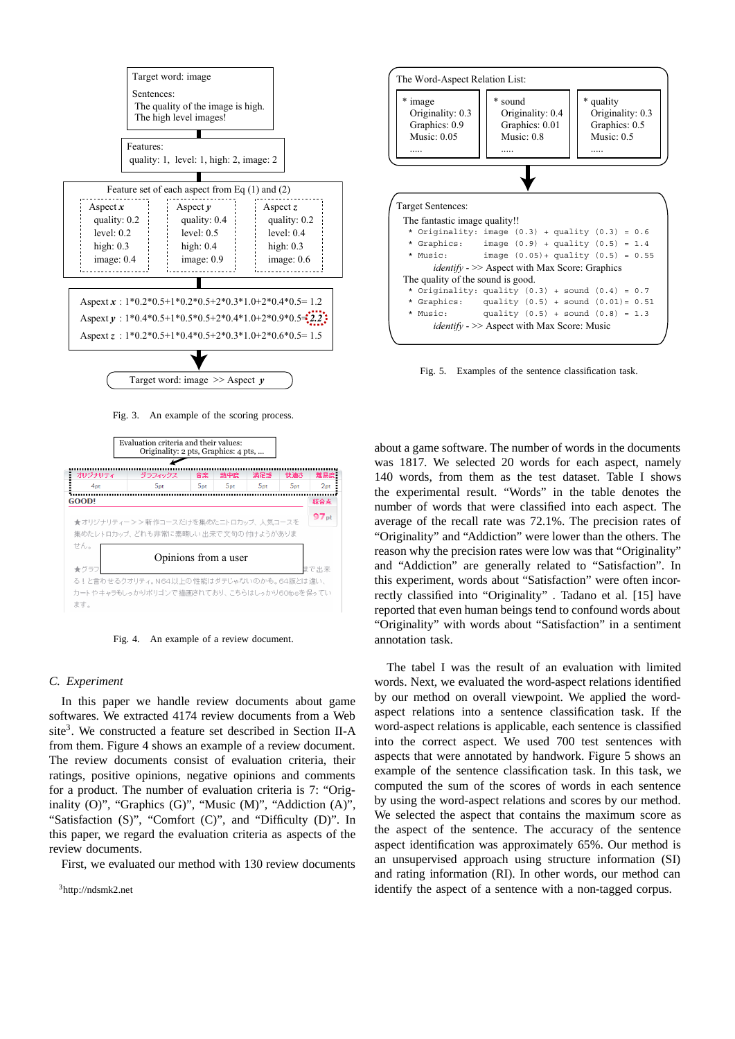Target word: image

Sentences:
The quality of the image is high.
The high level images!

Features:
quality: 1, level: 1, high: 2, image: 2

Feature set of each aspect from Eq (1) and (2)

| Aspect $x$ | Aspect $y$ | Aspect $z$ |
|---|---|---|
| quality: 0.2 | quality: 0.4 | quality: 0.2 |
| level: 0.2 | level: 0.5 | level: 0.4 |
| high: 0.3 | high: 0.4 | high: 0.3 |
| image: 0.4 | image: 0.9 | image: 0.6 |

Aspect $x$ : 1*0.2*0.5+1*0.2*0.5+2*0.3*1.0+2*0.4*0.5= 1.2
Aspect $y$ : 1*0.4*0.5+1*0.5*0.5+2*0.4*1.0+2*0.9*0.5= 2.2
Aspect $z$ : 1*0.2*0.5+1*0.4*0.5+2*0.3*1.0+2*0.6*0.5= 1.5

Target word: image >> Aspect $y$

Fig. 3. An example of the scoring process.

Evaluation criteria and their values:
Originality: 2 pts, Graphics: 4 pts, ...

| オリジナリティ | グラフィックス | 音楽 | 熱中度 | 満足感 | 快適さ | 難易度 |
|---|---|---|---|---|---|---|
| 4pt | 5pt | 5pt | 5pt | 5pt | 5pt | 2pt |

GOOD! 総合点 97pt

★オリジナリティー＞＞新作コースだけを集めたニトロカップ、人気コースを集めたレトロカップ、どれも非常に素晴しい出来で文句の付けようがありません。

Opinions from a user

★グラフ…まで出来る！と言わせるクオリティ。N64以上の性能はダテじゃないのかも。64版とは違い、カートやキャラもしっかりポリゴンで描画されており、こちらはしっかり60fpsを保っています。

Fig. 4. An example of a review document.

### C. Experiment

In this paper we handle review documents about game softwares. We extracted 4174 review documents from a Web site[3]. We constructed a feature set described in Section II-A from them. Figure 4 shows an example of a review document. The review documents consist of evaluation criteria, their ratings, positive opinions, negative opinions and comments for a product. The number of evaluation criteria is 7: "Originality (O)", "Graphics (G)", "Music (M)", "Addiction (A)", "Satisfaction (S)", "Comfort (C)", and "Difficulty (D)". In this paper, we regard the evaluation criteria as aspects of the review documents.

First, we evaluated our method with 130 review documents about a game software. The number of words in the documents was 1817. We selected 20 words for each aspect, namely 140 words, from them as the test dataset. Table I shows the experimental result. "Words" in the table denotes the number of words that were classified into each aspect. The average of the recall rate was 72.1%. The precision rates of "Originality" and "Addiction" were lower than the others. The reason why the precision rates were low was that "Originality" and "Addiction" are generally related to "Satisfaction". In this experiment, words about "Satisfaction" were often incorrectly classified into "Originality" . Tadano et al. [15] have reported that even human beings tend to confound words about "Originality" with words about "Satisfaction" in a sentiment annotation task.

[3]http://ndsmk2.net

The Word-Aspect Relation List:

| * image | * sound | * quality |
|---|---|---|
| Originality: 0.3 | Originality: 0.4 | Originality: 0.3 |
| Graphics: 0.9 | Graphics: 0.01 | Graphics: 0.5 |
| Music: 0.05 | Music: 0.8 | Music: 0.5 |
| ..... | ..... | ..... |

Target Sentences:

The fantastic image quality!!
```
* Originality: image (0.3) + quality (0.3) = 0.6
* Graphics:    image (0.9) + quality (0.5) = 1.4
* Music:       image (0.05)+ quality (0.5) = 0.55
```
*identify* - >> Aspect with Max Score: Graphics

The quality of the sound is good.
```
* Originality: quality (0.3) + sound (0.4) = 0.7
* Graphics:    quality (0.5) + sound (0.01)= 0.51
* Music:       quality (0.5) + sound (0.8) = 1.3
```
*identify* - >> Aspect with Max Score: Music

Fig. 5. Examples of the sentence classification task.

The tabel I was the result of an evaluation with limited words. Next, we evaluated the word-aspect relations identified by our method on overall viewpoint. We applied the word-aspect relations into a sentence classification task. If the word-aspect relations is applicable, each sentence is classified into the correct aspect. We used 700 test sentences with aspects that were annotated by handwork. Figure 5 shows an example of the sentence classification task. In this task, we computed the sum of the scores of words in each sentence by using the word-aspect relations and scores by our method. We selected the aspect that contains the maximum score as the aspect of the sentence. The accuracy of the sentence aspect identification was approximately 65%. Our method is an unsupervised approach using structure information (SI) and rating information (RI). In other words, our method can identify the aspect of a sentence with a non-tagged corpus.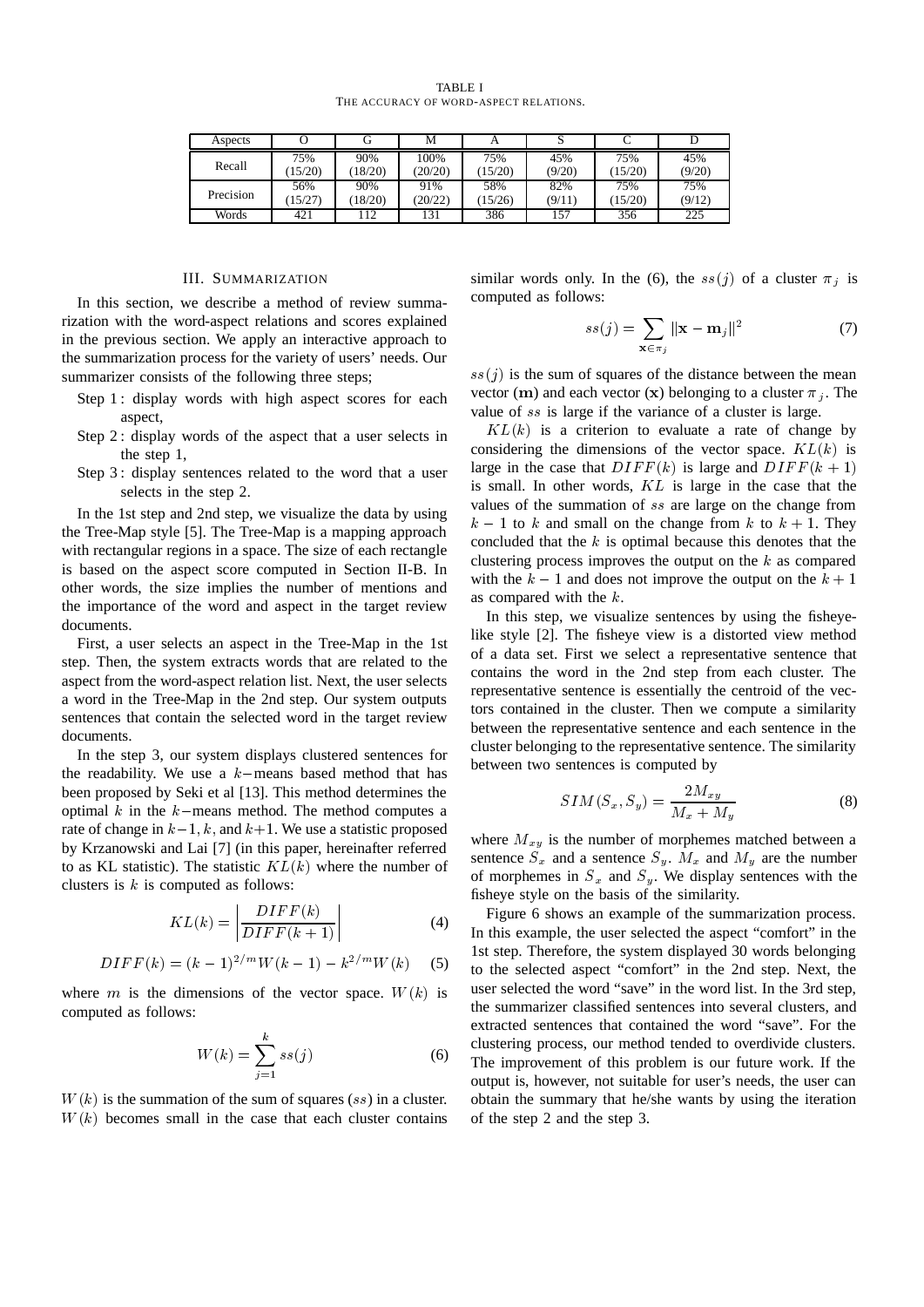TABLE I
THE ACCURACY OF WORD-ASPECT RELATIONS.

| Aspects | O | G | M | A | S | C | D |
|---|---|---|---|---|---|---|---|
| Recall | 75% (15/20) | 90% (18/20) | 100% (20/20) | 75% (15/20) | 45% (9/20) | 75% (15/20) | 45% (9/20) |
| Precision | 56% (15/27) | 90% (18/20) | 91% (20/22) | 58% (15/26) | 82% (9/11) | 75% (15/20) | 75% (9/12) |
| Words | 421 | 112 | 131 | 386 | 157 | 356 | 225 |

## III. SUMMARIZATION

In this section, we describe a method of review summarization with the word-aspect relations and scores explained in the previous section. We apply an interactive approach to the summarization process for the variety of users' needs. Our summarizer consists of the following three steps;

- Step 1 : display words with high aspect scores for each aspect,
- Step 2 : display words of the aspect that a user selects in the step 1,
- Step 3 : display sentences related to the word that a user selects in the step 2.

In the 1st step and 2nd step, we visualize the data by using the Tree-Map style [5]. The Tree-Map is a mapping approach with rectangular regions in a space. The size of each rectangle is based on the aspect score computed in Section II-B. In other words, the size implies the number of mentions and the importance of the word and aspect in the target review documents.

First, a user selects an aspect in the Tree-Map in the 1st step. Then, the system extracts words that are related to the aspect from the word-aspect relation list. Next, the user selects a word in the Tree-Map in the 2nd step. Our system outputs sentences that contain the selected word in the target review documents.

In the step 3, our system displays clustered sentences for the readability. We use a $k-$means based method that has been proposed by Seki et al [13]. This method determines the optimal $k$ in the $k-$means method. The method computes a rate of change in $k-1$, $k$, and $k+1$. We use a statistic proposed by Krzanowski and Lai [7] (in this paper, hereinafter referred to as KL statistic). The statistic $KL(k)$ where the number of clusters is $k$ is computed as follows:

$$KL(k) = \left| \frac{DIFF(k)}{DIFF(k+1)} \right| \tag{4}$$

$$DIFF(k) = (k-1)^{2/m} W(k-1) - k^{2/m} W(k) \tag{5}$$

where $m$ is the dimensions of the vector space. $W(k)$ is computed as follows:

$$W(k) = \sum_{j=1}^{k} ss(j) \tag{6}$$

$W(k)$ is the summation of the sum of squares ($ss$) in a cluster. $W(k)$ becomes small in the case that each cluster contains similar words only. In the (6), the $ss(j)$ of a cluster $\pi_j$ is computed as follows:

$$ss(j) = \sum_{\mathbf{x} \in \pi_j} \|\mathbf{x} - \mathbf{m}_j\|^2 \tag{7}$$

$ss(j)$ is the sum of squares of the distance between the mean vector ($\mathbf{m}$) and each vector ($\mathbf{x}$) belonging to a cluster $\pi_j$. The value of $ss$ is large if the variance of a cluster is large.

$KL(k)$ is a criterion to evaluate a rate of change by considering the dimensions of the vector space. $KL(k)$ is large in the case that $DIFF(k)$ is large and $DIFF(k+1)$ is small. In other words, $KL$ is large in the case that the values of the summation of $ss$ are large on the change from $k-1$ to $k$ and small on the change from $k$ to $k+1$. They concluded that the $k$ is optimal because this denotes that the clustering process improves the output on the $k$ as compared with the $k-1$ and does not improve the output on the $k+1$ as compared with the $k$.

In this step, we visualize sentences by using the fisheye-like style [2]. The fisheye view is a distorted view method of a data set. First we select a representative sentence that contains the word in the 2nd step from each cluster. The representative sentence is essentially the centroid of the vectors contained in the cluster. Then we compute a similarity between the representative sentence and each sentence in the cluster belonging to the representative sentence. The similarity between two sentences is computed by

$$SIM(S_x, S_y) = \frac{2M_{xy}}{M_x + M_y} \tag{8}$$

where $M_{xy}$ is the number of morphemes matched between a sentence $S_x$ and a sentence $S_y$. $M_x$ and $M_y$ are the number of morphemes in $S_x$ and $S_y$. We display sentences with the fisheye style on the basis of the similarity.

Figure 6 shows an example of the summarization process. In this example, the user selected the aspect "comfort" in the 1st step. Therefore, the system displayed 30 words belonging to the selected aspect "comfort" in the 2nd step. Next, the user selected the word "save" in the word list. In the 3rd step, the summarizer classified sentences into several clusters, and extracted sentences that contained the word "save". For the clustering process, our method tended to overdivide clusters. The improvement of this problem is our future work. If the output is, however, not suitable for user's needs, the user can obtain the summary that he/she wants by using the iteration of the step 2 and the step 3.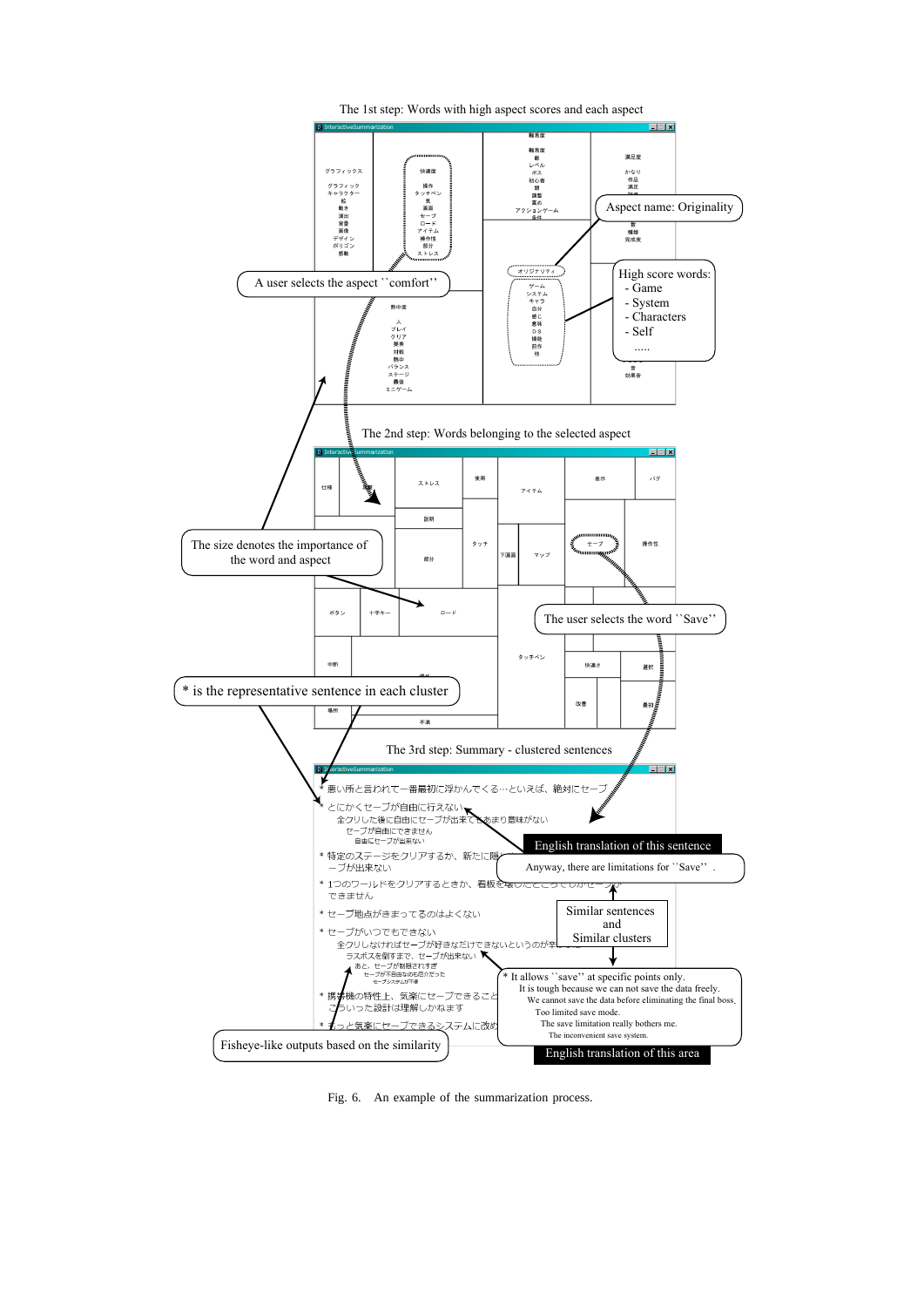The 1st step: Words with high aspect scores and each aspect

A user selects the aspect ``comfort''

Aspect name: Originality

High score words:
- Game
- System
- Characters
- Self
.....

The 2nd step: Words belonging to the selected aspect

The size denotes the importance of the word and aspect

The user selects the word ``Save''

* is the representative sentence in each cluster

The 3rd step: Summary - clustered sentences

English translation of this sentence

Anyway, there are limitations for ``Save''.

Similar sentences and Similar clusters

* It allows ``save'' at specific points only.
It is tough because we can not save the data freely.
We cannot save the data before eliminating the final boss.
Too limited save mode.
The save limitation really bothers me.
The inconvenient save system.

English translation of this area

Fisheye-like outputs based on the similarity

Fig. 6. An example of the summarization process.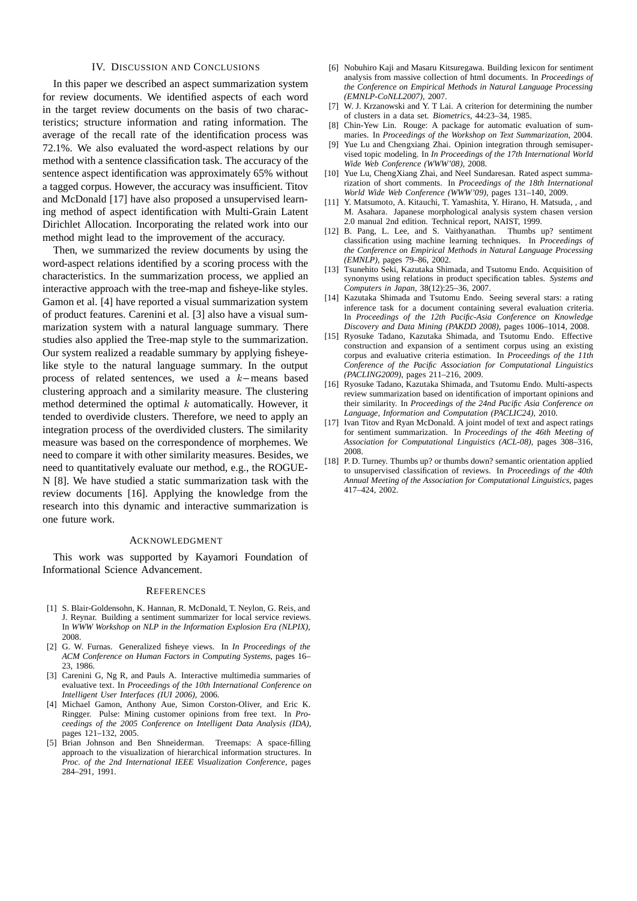## IV. Discussion and Conclusions

In this paper we described an aspect summarization system for review documents. We identified aspects of each word in the target review documents on the basis of two characteristics; structure information and rating information. The average of the recall rate of the identification process was 72.1%. We also evaluated the word-aspect relations by our method with a sentence classification task. The accuracy of the sentence aspect identification was approximately 65% without a tagged corpus. However, the accuracy was insufficient. Titov and McDonald [17] have also proposed a unsupervised learning method of aspect identification with Multi-Grain Latent Dirichlet Allocation. Incorporating the related work into our method might lead to the improvement of the accuracy.

Then, we summarized the review documents by using the word-aspect relations identified by a scoring process with the characteristics. In the summarization process, we applied an interactive approach with the tree-map and fisheye-like styles. Gamon et al. [4] have reported a visual summarization system of product features. Carenini et al. [3] also have a visual summarization system with a natural language summary. There studies also applied the Tree-map style to the summarization. Our system realized a readable summary by applying fisheye-like style to the natural language summary. In the output process of related sentences, we used a $k-$means based clustering approach and a similarity measure. The clustering method determined the optimal $k$ automatically. However, it tended to overdivide clusters. Therefore, we need to apply an integration process of the overdivided clusters. The similarity measure was based on the correspondence of morphemes. We need to compare it with other similarity measures. Besides, we need to quantitatively evaluate our method, e.g., the ROGUE-N [8]. We have studied a static summarization task with the review documents [16]. Applying the knowledge from the research into this dynamic and interactive summarization is one future work.

## Acknowledgment

This work was supported by Kayamori Foundation of Informational Science Advancement.

## References

[1] S. Blair-Goldensohn, K. Hannan, R. McDonald, T. Neylon, G. Reis, and J. Reynar. Building a sentiment summarizer for local service reviews. In *WWW Workshop on NLP in the Information Explosion Era (NLPIX)*, 2008.

[2] G. W. Furnas. Generalized fisheye views. In *In Proceedings of the ACM Conference on Human Factors in Computing Systems*, pages 16–23, 1986.

[3] Carenini G, Ng R, and Pauls A. Interactive multimedia summaries of evaluative text. In *Proceedings of the 10th International Conference on Intelligent User Interfaces (IUI 2006)*, 2006.

[4] Michael Gamon, Anthony Aue, Simon Corston-Oliver, and Eric K. Ringger. Pulse: Mining customer opinions from free text. In *Proceedings of the 2005 Conference on Intelligent Data Analysis (IDA)*, pages 121–132, 2005.

[5] Brian Johnson and Ben Shneiderman. Treemaps: A space-filling approach to the visualization of hierarchical information structures. In *Proc. of the 2nd International IEEE Visualization Conference*, pages 284–291, 1991.

[6] Nobuhiro Kaji and Masaru Kitsuregawa. Building lexicon for sentiment analysis from massive collection of html documents. In *Proceedings of the Conference on Empirical Methods in Natural Language Processing (EMNLP-CoNLL2007)*, 2007.

[7] W. J. Krzanowski and Y. T Lai. A criterion for determining the number of clusters in a data set. *Biometrics*, 44:23–34, 1985.

[8] Chin-Yew Lin. Rouge: A package for automatic evaluation of summaries. In *Proceedings of the Workshop on Text Summarization*, 2004.

[9] Yue Lu and Chengxiang Zhai. Opinion integration through semisupervised topic modeling. In *In Proceedings of the 17th International World Wide Web Conference (WWW'08)*, 2008.

[10] Yue Lu, ChengXiang Zhai, and Neel Sundaresan. Rated aspect summarization of short comments. In *Proceedings of the 18th International World Wide Web Conference (WWW'09)*, pages 131–140, 2009.

[11] Y. Matsumoto, A. Kitauchi, T. Yamashita, Y. Hirano, H. Matsuda, , and M. Asahara. Japanese morphological analysis system chasen version 2.0 manual 2nd edition. Technical report, NAIST, 1999.

[12] B. Pang, L. Lee, and S. Vaithyanathan. Thumbs up? sentiment classification using machine learning techniques. In *Proceedings of the Conference on Empirical Methods in Natural Language Processing (EMNLP)*, pages 79–86, 2002.

[13] Tsunehito Seki, Kazutaka Shimada, and Tsutomu Endo. Acquisition of synonyms using relations in product specification tables. *Systems and Computers in Japan*, 38(12):25–36, 2007.

[14] Kazutaka Shimada and Tsutomu Endo. Seeing several stars: a rating inference task for a document containing several evaluation criteria. In *Proceedings of the 12th Pacific-Asia Conference on Knowledge Discovery and Data Mining (PAKDD 2008)*, pages 1006–1014, 2008.

[15] Ryosuke Tadano, Kazutaka Shimada, and Tsutomu Endo. Effective construction and expansion of a sentiment corpus using an existing corpus and evaluative criteria estimation. In *Proceedings of the 11th Conference of the Pacific Association for Computational Linguistics (PACLING2009)*, pages 211–216, 2009.

[16] Ryosuke Tadano, Kazutaka Shimada, and Tsutomu Endo. Multi-aspects review summarization based on identification of important opinions and their similarity. In *Proceedings of the 24nd Pacific Asia Conference on Language, Information and Computation (PACLIC24)*, 2010.

[17] Ivan Titov and Ryan McDonald. A joint model of text and aspect ratings for sentiment summarization. In *Proceedings of the 46th Meeting of Association for Computational Linguistics (ACL-08)*, pages 308–316, 2008.

[18] P. D. Turney. Thumbs up? or thumbs down? semantic orientation applied to unsupervised classification of reviews. In *Proceedings of the 40th Annual Meeting of the Association for Computational Linguistics*, pages 417–424, 2002.